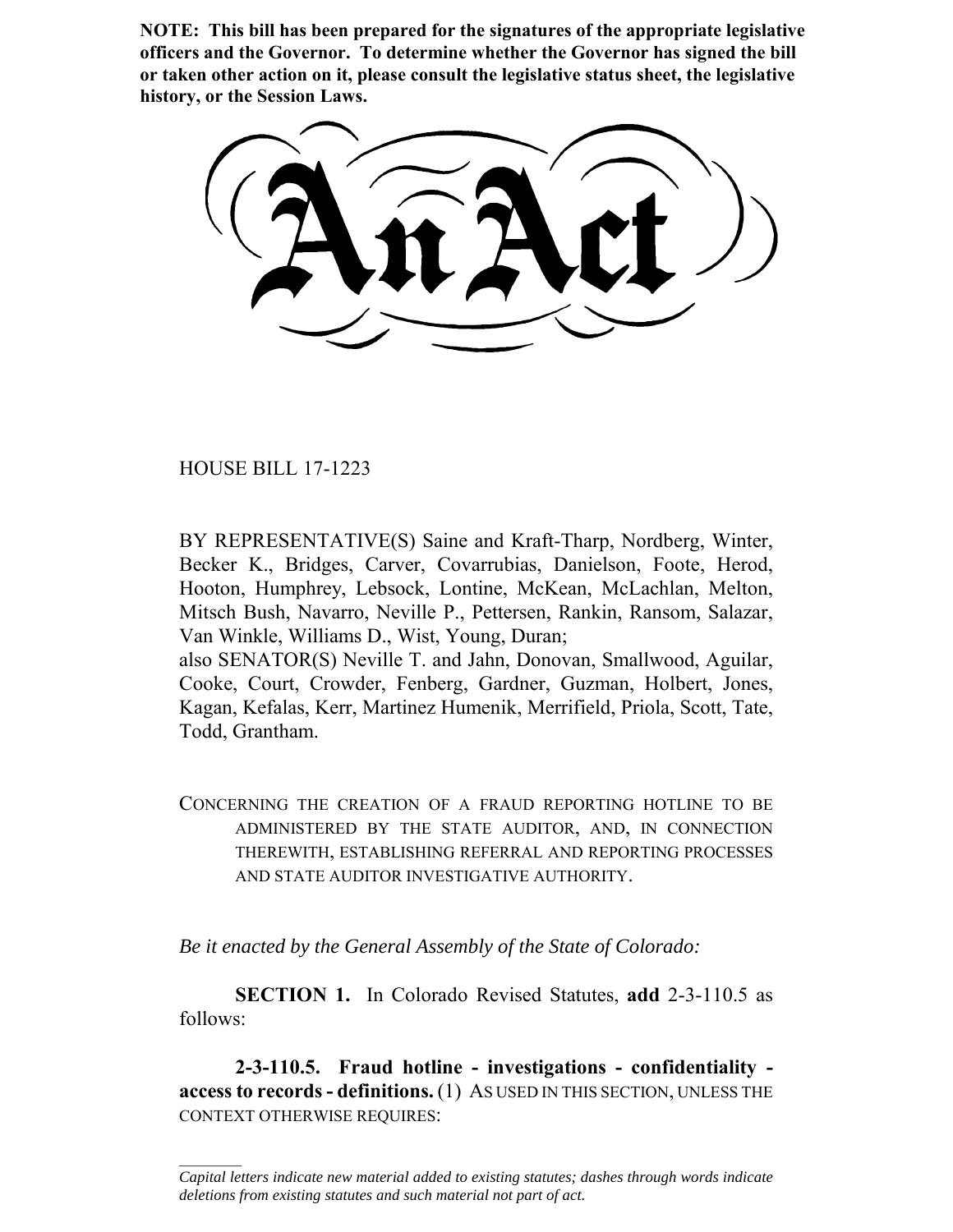**NOTE: This bill has been prepared for the signatures of the appropriate legislative officers and the Governor. To determine whether the Governor has signed the bill or taken other action on it, please consult the legislative status sheet, the legislative history, or the Session Laws.**

# An Act

HOUSE BILL 17-1223

BY REPRESENTATIVE(S) Saine and Kraft-Tharp, Nordberg, Winter, Becker K., Bridges, Carver, Covarrubias, Danielson, Foote, Herod, Hooton, Humphrey, Lebsock, Lontine, McKean, McLachlan, Melton, Mitsch Bush, Navarro, Neville P., Pettersen, Rankin, Ransom, Salazar, Van Winkle, Williams D., Wist, Young, Duran;
also SENATOR(S) Neville T. and Jahn, Donovan, Smallwood, Aguilar, Cooke, Court, Crowder, Fenberg, Gardner, Guzman, Holbert, Jones, Kagan, Kefalas, Kerr, Martinez Humenik, Merrifield, Priola, Scott, Tate, Todd, Grantham.

CONCERNING THE CREATION OF A FRAUD REPORTING HOTLINE TO BE ADMINISTERED BY THE STATE AUDITOR, AND, IN CONNECTION THEREWITH, ESTABLISHING REFERRAL AND REPORTING PROCESSES AND STATE AUDITOR INVESTIGATIVE AUTHORITY.

*Be it enacted by the General Assembly of the State of Colorado:*

**SECTION 1.** In Colorado Revised Statutes, **add** 2-3-110.5 as follows:

**2-3-110.5. Fraud hotline - investigations - confidentiality - access to records - definitions.** (1) AS USED IN THIS SECTION, UNLESS THE CONTEXT OTHERWISE REQUIRES:

---

*Capital letters indicate new material added to existing statutes; dashes through words indicate deletions from existing statutes and such material not part of act.*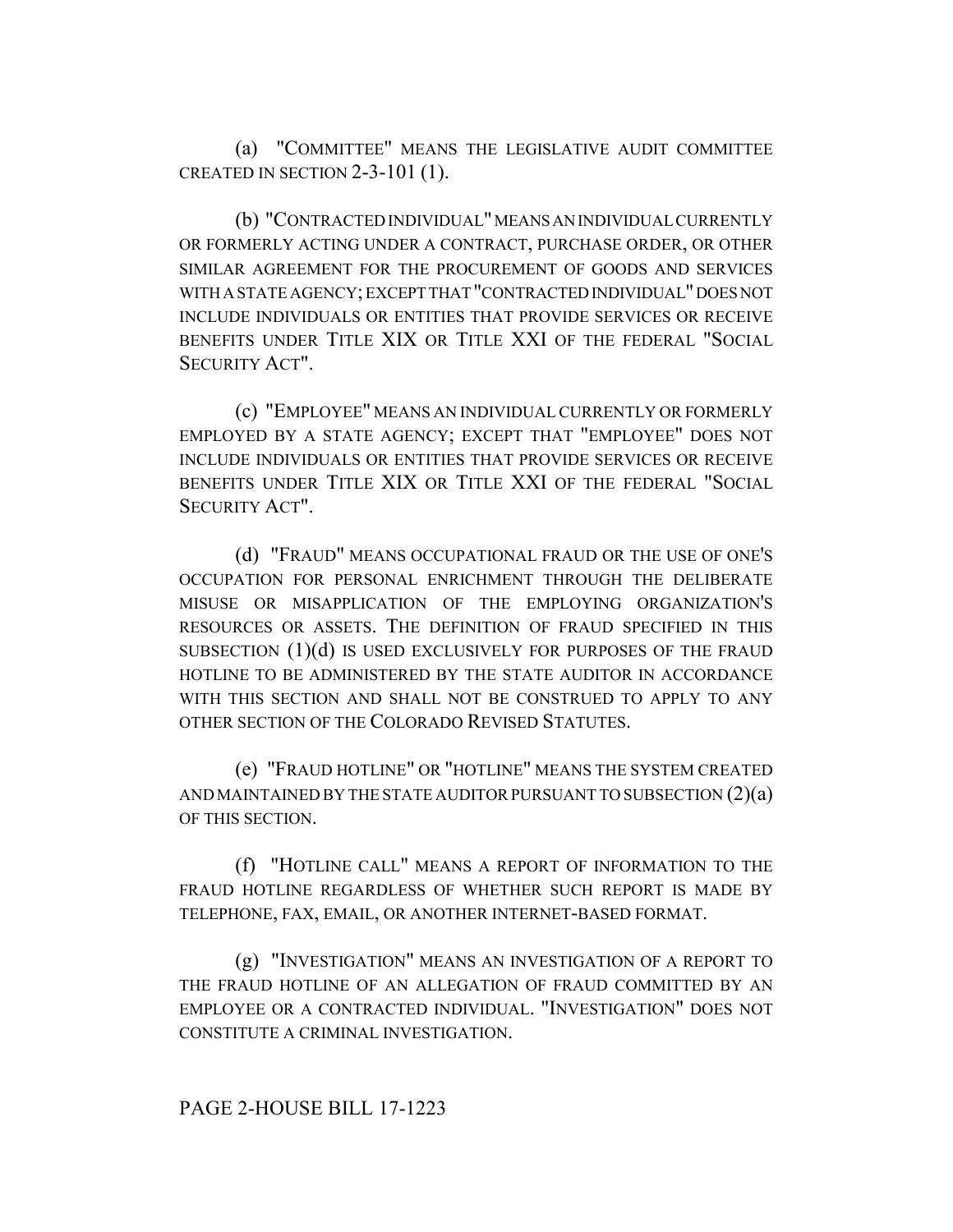(a) "COMMITTEE" MEANS THE LEGISLATIVE AUDIT COMMITTEE CREATED IN SECTION 2-3-101 (1).

(b) "CONTRACTED INDIVIDUAL" MEANS AN INDIVIDUAL CURRENTLY OR FORMERLY ACTING UNDER A CONTRACT, PURCHASE ORDER, OR OTHER SIMILAR AGREEMENT FOR THE PROCUREMENT OF GOODS AND SERVICES WITH A STATE AGENCY; EXCEPT THAT "CONTRACTED INDIVIDUAL" DOES NOT INCLUDE INDIVIDUALS OR ENTITIES THAT PROVIDE SERVICES OR RECEIVE BENEFITS UNDER TITLE XIX OR TITLE XXI OF THE FEDERAL "SOCIAL SECURITY ACT".

(c) "EMPLOYEE" MEANS AN INDIVIDUAL CURRENTLY OR FORMERLY EMPLOYED BY A STATE AGENCY; EXCEPT THAT "EMPLOYEE" DOES NOT INCLUDE INDIVIDUALS OR ENTITIES THAT PROVIDE SERVICES OR RECEIVE BENEFITS UNDER TITLE XIX OR TITLE XXI OF THE FEDERAL "SOCIAL SECURITY ACT".

(d) "FRAUD" MEANS OCCUPATIONAL FRAUD OR THE USE OF ONE'S OCCUPATION FOR PERSONAL ENRICHMENT THROUGH THE DELIBERATE MISUSE OR MISAPPLICATION OF THE EMPLOYING ORGANIZATION'S RESOURCES OR ASSETS. THE DEFINITION OF FRAUD SPECIFIED IN THIS SUBSECTION (1)(d) IS USED EXCLUSIVELY FOR PURPOSES OF THE FRAUD HOTLINE TO BE ADMINISTERED BY THE STATE AUDITOR IN ACCORDANCE WITH THIS SECTION AND SHALL NOT BE CONSTRUED TO APPLY TO ANY OTHER SECTION OF THE COLORADO REVISED STATUTES.

(e) "FRAUD HOTLINE" OR "HOTLINE" MEANS THE SYSTEM CREATED AND MAINTAINED BY THE STATE AUDITOR PURSUANT TO SUBSECTION (2)(a) OF THIS SECTION.

(f) "HOTLINE CALL" MEANS A REPORT OF INFORMATION TO THE FRAUD HOTLINE REGARDLESS OF WHETHER SUCH REPORT IS MADE BY TELEPHONE, FAX, EMAIL, OR ANOTHER INTERNET-BASED FORMAT.

(g) "INVESTIGATION" MEANS AN INVESTIGATION OF A REPORT TO THE FRAUD HOTLINE OF AN ALLEGATION OF FRAUD COMMITTED BY AN EMPLOYEE OR A CONTRACTED INDIVIDUAL. "INVESTIGATION" DOES NOT CONSTITUTE A CRIMINAL INVESTIGATION.

PAGE 2-HOUSE BILL 17-1223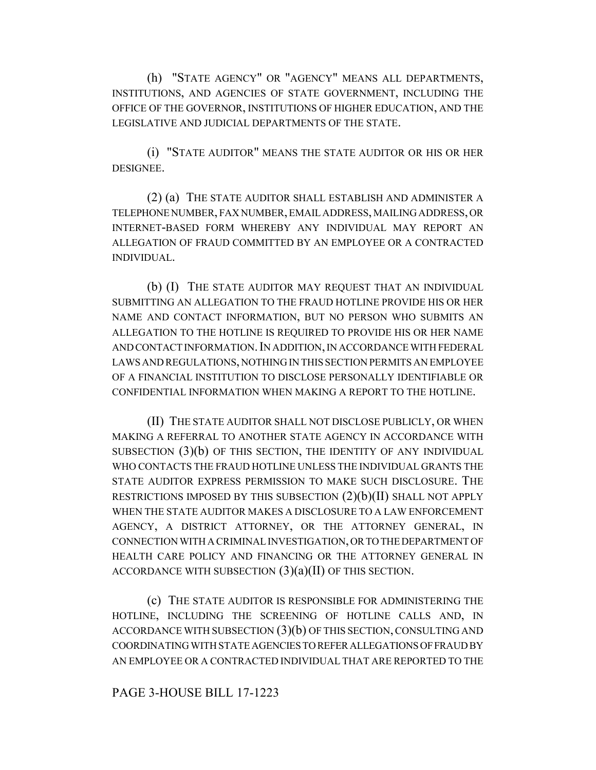(h) "STATE AGENCY" OR "AGENCY" MEANS ALL DEPARTMENTS, INSTITUTIONS, AND AGENCIES OF STATE GOVERNMENT, INCLUDING THE OFFICE OF THE GOVERNOR, INSTITUTIONS OF HIGHER EDUCATION, AND THE LEGISLATIVE AND JUDICIAL DEPARTMENTS OF THE STATE.

(i) "STATE AUDITOR" MEANS THE STATE AUDITOR OR HIS OR HER DESIGNEE.

(2) (a) THE STATE AUDITOR SHALL ESTABLISH AND ADMINISTER A TELEPHONE NUMBER, FAX NUMBER, EMAIL ADDRESS, MAILING ADDRESS, OR INTERNET-BASED FORM WHEREBY ANY INDIVIDUAL MAY REPORT AN ALLEGATION OF FRAUD COMMITTED BY AN EMPLOYEE OR A CONTRACTED INDIVIDUAL.

(b) (I) THE STATE AUDITOR MAY REQUEST THAT AN INDIVIDUAL SUBMITTING AN ALLEGATION TO THE FRAUD HOTLINE PROVIDE HIS OR HER NAME AND CONTACT INFORMATION, BUT NO PERSON WHO SUBMITS AN ALLEGATION TO THE HOTLINE IS REQUIRED TO PROVIDE HIS OR HER NAME AND CONTACT INFORMATION. IN ADDITION, IN ACCORDANCE WITH FEDERAL LAWS AND REGULATIONS, NOTHING IN THIS SECTION PERMITS AN EMPLOYEE OF A FINANCIAL INSTITUTION TO DISCLOSE PERSONALLY IDENTIFIABLE OR CONFIDENTIAL INFORMATION WHEN MAKING A REPORT TO THE HOTLINE.

(II) THE STATE AUDITOR SHALL NOT DISCLOSE PUBLICLY, OR WHEN MAKING A REFERRAL TO ANOTHER STATE AGENCY IN ACCORDANCE WITH SUBSECTION (3)(b) OF THIS SECTION, THE IDENTITY OF ANY INDIVIDUAL WHO CONTACTS THE FRAUD HOTLINE UNLESS THE INDIVIDUAL GRANTS THE STATE AUDITOR EXPRESS PERMISSION TO MAKE SUCH DISCLOSURE. THE RESTRICTIONS IMPOSED BY THIS SUBSECTION (2)(b)(II) SHALL NOT APPLY WHEN THE STATE AUDITOR MAKES A DISCLOSURE TO A LAW ENFORCEMENT AGENCY, A DISTRICT ATTORNEY, OR THE ATTORNEY GENERAL, IN CONNECTION WITH A CRIMINAL INVESTIGATION, OR TO THE DEPARTMENT OF HEALTH CARE POLICY AND FINANCING OR THE ATTORNEY GENERAL IN ACCORDANCE WITH SUBSECTION (3)(a)(II) OF THIS SECTION.

(c) THE STATE AUDITOR IS RESPONSIBLE FOR ADMINISTERING THE HOTLINE, INCLUDING THE SCREENING OF HOTLINE CALLS AND, IN ACCORDANCE WITH SUBSECTION (3)(b) OF THIS SECTION, CONSULTING AND COORDINATING WITH STATE AGENCIES TO REFER ALLEGATIONS OF FRAUD BY AN EMPLOYEE OR A CONTRACTED INDIVIDUAL THAT ARE REPORTED TO THE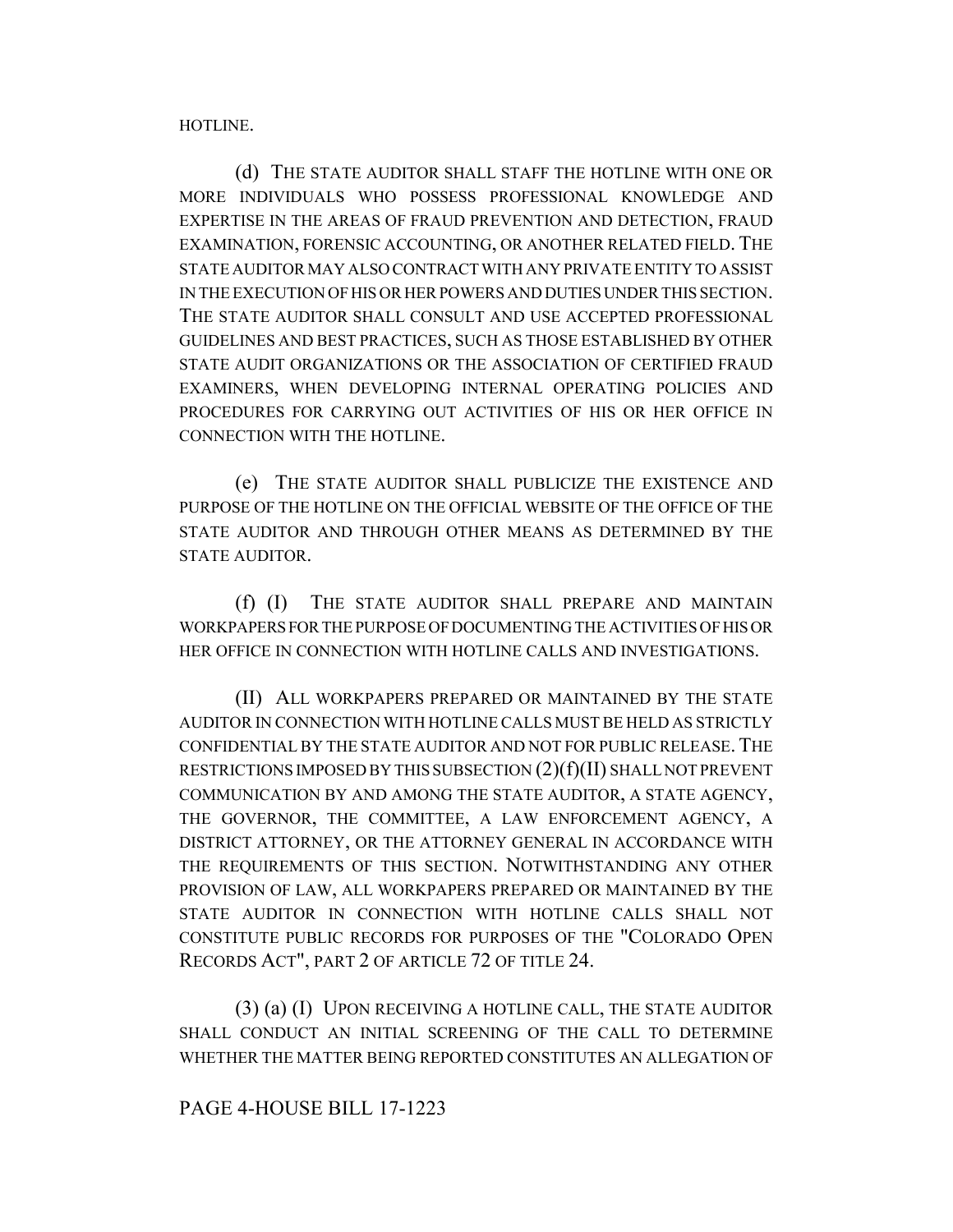HOTLINE.

(d) THE STATE AUDITOR SHALL STAFF THE HOTLINE WITH ONE OR MORE INDIVIDUALS WHO POSSESS PROFESSIONAL KNOWLEDGE AND EXPERTISE IN THE AREAS OF FRAUD PREVENTION AND DETECTION, FRAUD EXAMINATION, FORENSIC ACCOUNTING, OR ANOTHER RELATED FIELD. THE STATE AUDITOR MAY ALSO CONTRACT WITH ANY PRIVATE ENTITY TO ASSIST IN THE EXECUTION OF HIS OR HER POWERS AND DUTIES UNDER THIS SECTION. THE STATE AUDITOR SHALL CONSULT AND USE ACCEPTED PROFESSIONAL GUIDELINES AND BEST PRACTICES, SUCH AS THOSE ESTABLISHED BY OTHER STATE AUDIT ORGANIZATIONS OR THE ASSOCIATION OF CERTIFIED FRAUD EXAMINERS, WHEN DEVELOPING INTERNAL OPERATING POLICIES AND PROCEDURES FOR CARRYING OUT ACTIVITIES OF HIS OR HER OFFICE IN CONNECTION WITH THE HOTLINE.

(e) THE STATE AUDITOR SHALL PUBLICIZE THE EXISTENCE AND PURPOSE OF THE HOTLINE ON THE OFFICIAL WEBSITE OF THE OFFICE OF THE STATE AUDITOR AND THROUGH OTHER MEANS AS DETERMINED BY THE STATE AUDITOR.

(f) (I) THE STATE AUDITOR SHALL PREPARE AND MAINTAIN WORKPAPERS FOR THE PURPOSE OF DOCUMENTING THE ACTIVITIES OF HIS OR HER OFFICE IN CONNECTION WITH HOTLINE CALLS AND INVESTIGATIONS.

(II) ALL WORKPAPERS PREPARED OR MAINTAINED BY THE STATE AUDITOR IN CONNECTION WITH HOTLINE CALLS MUST BE HELD AS STRICTLY CONFIDENTIAL BY THE STATE AUDITOR AND NOT FOR PUBLIC RELEASE. THE RESTRICTIONS IMPOSED BY THIS SUBSECTION (2)(f)(II) SHALL NOT PREVENT COMMUNICATION BY AND AMONG THE STATE AUDITOR, A STATE AGENCY, THE GOVERNOR, THE COMMITTEE, A LAW ENFORCEMENT AGENCY, A DISTRICT ATTORNEY, OR THE ATTORNEY GENERAL IN ACCORDANCE WITH THE REQUIREMENTS OF THIS SECTION. NOTWITHSTANDING ANY OTHER PROVISION OF LAW, ALL WORKPAPERS PREPARED OR MAINTAINED BY THE STATE AUDITOR IN CONNECTION WITH HOTLINE CALLS SHALL NOT CONSTITUTE PUBLIC RECORDS FOR PURPOSES OF THE "COLORADO OPEN RECORDS ACT", PART 2 OF ARTICLE 72 OF TITLE 24.

(3) (a) (I) UPON RECEIVING A HOTLINE CALL, THE STATE AUDITOR SHALL CONDUCT AN INITIAL SCREENING OF THE CALL TO DETERMINE WHETHER THE MATTER BEING REPORTED CONSTITUTES AN ALLEGATION OF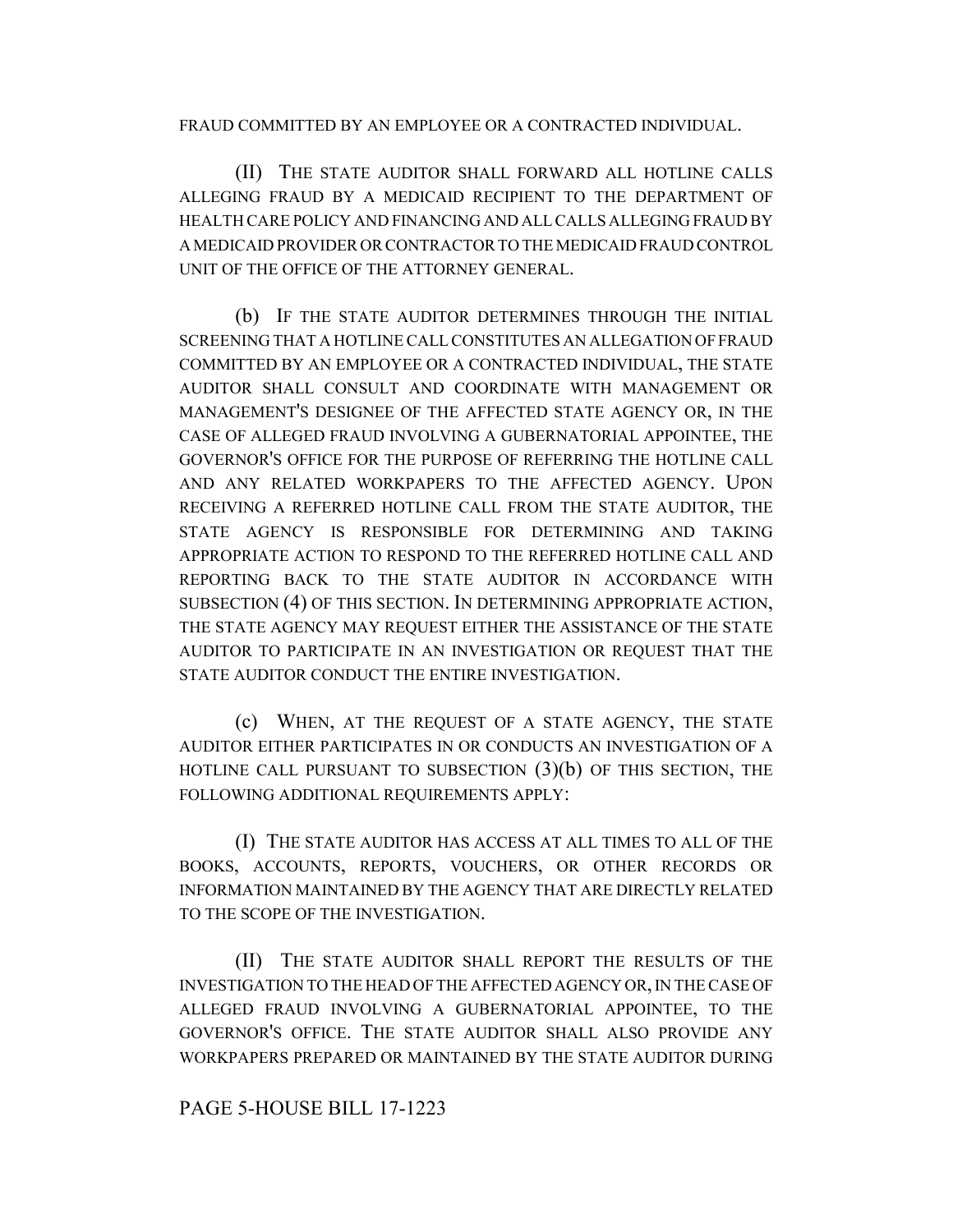FRAUD COMMITTED BY AN EMPLOYEE OR A CONTRACTED INDIVIDUAL.

(II) THE STATE AUDITOR SHALL FORWARD ALL HOTLINE CALLS ALLEGING FRAUD BY A MEDICAID RECIPIENT TO THE DEPARTMENT OF HEALTH CARE POLICY AND FINANCING AND ALL CALLS ALLEGING FRAUD BY A MEDICAID PROVIDER OR CONTRACTOR TO THE MEDICAID FRAUD CONTROL UNIT OF THE OFFICE OF THE ATTORNEY GENERAL.

(b) IF THE STATE AUDITOR DETERMINES THROUGH THE INITIAL SCREENING THAT A HOTLINE CALL CONSTITUTES AN ALLEGATION OF FRAUD COMMITTED BY AN EMPLOYEE OR A CONTRACTED INDIVIDUAL, THE STATE AUDITOR SHALL CONSULT AND COORDINATE WITH MANAGEMENT OR MANAGEMENT'S DESIGNEE OF THE AFFECTED STATE AGENCY OR, IN THE CASE OF ALLEGED FRAUD INVOLVING A GUBERNATORIAL APPOINTEE, THE GOVERNOR'S OFFICE FOR THE PURPOSE OF REFERRING THE HOTLINE CALL AND ANY RELATED WORKPAPERS TO THE AFFECTED AGENCY. UPON RECEIVING A REFERRED HOTLINE CALL FROM THE STATE AUDITOR, THE STATE AGENCY IS RESPONSIBLE FOR DETERMINING AND TAKING APPROPRIATE ACTION TO RESPOND TO THE REFERRED HOTLINE CALL AND REPORTING BACK TO THE STATE AUDITOR IN ACCORDANCE WITH SUBSECTION (4) OF THIS SECTION. IN DETERMINING APPROPRIATE ACTION, THE STATE AGENCY MAY REQUEST EITHER THE ASSISTANCE OF THE STATE AUDITOR TO PARTICIPATE IN AN INVESTIGATION OR REQUEST THAT THE STATE AUDITOR CONDUCT THE ENTIRE INVESTIGATION.

(c) WHEN, AT THE REQUEST OF A STATE AGENCY, THE STATE AUDITOR EITHER PARTICIPATES IN OR CONDUCTS AN INVESTIGATION OF A HOTLINE CALL PURSUANT TO SUBSECTION (3)(b) OF THIS SECTION, THE FOLLOWING ADDITIONAL REQUIREMENTS APPLY:

(I) THE STATE AUDITOR HAS ACCESS AT ALL TIMES TO ALL OF THE BOOKS, ACCOUNTS, REPORTS, VOUCHERS, OR OTHER RECORDS OR INFORMATION MAINTAINED BY THE AGENCY THAT ARE DIRECTLY RELATED TO THE SCOPE OF THE INVESTIGATION.

(II) THE STATE AUDITOR SHALL REPORT THE RESULTS OF THE INVESTIGATION TO THE HEAD OF THE AFFECTED AGENCY OR, IN THE CASE OF ALLEGED FRAUD INVOLVING A GUBERNATORIAL APPOINTEE, TO THE GOVERNOR'S OFFICE. THE STATE AUDITOR SHALL ALSO PROVIDE ANY WORKPAPERS PREPARED OR MAINTAINED BY THE STATE AUDITOR DURING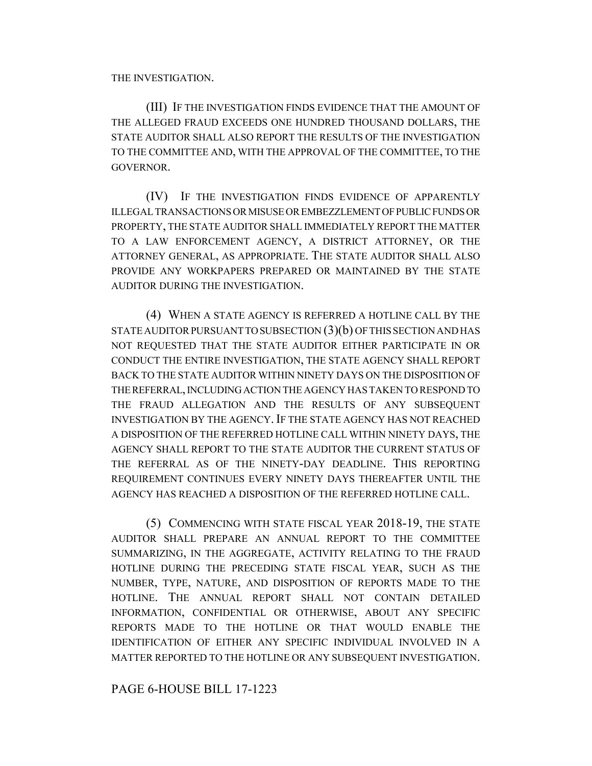THE INVESTIGATION.

(III) IF THE INVESTIGATION FINDS EVIDENCE THAT THE AMOUNT OF THE ALLEGED FRAUD EXCEEDS ONE HUNDRED THOUSAND DOLLARS, THE STATE AUDITOR SHALL ALSO REPORT THE RESULTS OF THE INVESTIGATION TO THE COMMITTEE AND, WITH THE APPROVAL OF THE COMMITTEE, TO THE GOVERNOR.

(IV) IF THE INVESTIGATION FINDS EVIDENCE OF APPARENTLY ILLEGAL TRANSACTIONS OR MISUSE OR EMBEZZLEMENT OF PUBLIC FUNDS OR PROPERTY, THE STATE AUDITOR SHALL IMMEDIATELY REPORT THE MATTER TO A LAW ENFORCEMENT AGENCY, A DISTRICT ATTORNEY, OR THE ATTORNEY GENERAL, AS APPROPRIATE. THE STATE AUDITOR SHALL ALSO PROVIDE ANY WORKPAPERS PREPARED OR MAINTAINED BY THE STATE AUDITOR DURING THE INVESTIGATION.

(4) WHEN A STATE AGENCY IS REFERRED A HOTLINE CALL BY THE STATE AUDITOR PURSUANT TO SUBSECTION (3)(b) OF THIS SECTION AND HAS NOT REQUESTED THAT THE STATE AUDITOR EITHER PARTICIPATE IN OR CONDUCT THE ENTIRE INVESTIGATION, THE STATE AGENCY SHALL REPORT BACK TO THE STATE AUDITOR WITHIN NINETY DAYS ON THE DISPOSITION OF THE REFERRAL, INCLUDING ACTION THE AGENCY HAS TAKEN TO RESPOND TO THE FRAUD ALLEGATION AND THE RESULTS OF ANY SUBSEQUENT INVESTIGATION BY THE AGENCY. IF THE STATE AGENCY HAS NOT REACHED A DISPOSITION OF THE REFERRED HOTLINE CALL WITHIN NINETY DAYS, THE AGENCY SHALL REPORT TO THE STATE AUDITOR THE CURRENT STATUS OF THE REFERRAL AS OF THE NINETY-DAY DEADLINE. THIS REPORTING REQUIREMENT CONTINUES EVERY NINETY DAYS THEREAFTER UNTIL THE AGENCY HAS REACHED A DISPOSITION OF THE REFERRED HOTLINE CALL.

(5) COMMENCING WITH STATE FISCAL YEAR 2018-19, THE STATE AUDITOR SHALL PREPARE AN ANNUAL REPORT TO THE COMMITTEE SUMMARIZING, IN THE AGGREGATE, ACTIVITY RELATING TO THE FRAUD HOTLINE DURING THE PRECEDING STATE FISCAL YEAR, SUCH AS THE NUMBER, TYPE, NATURE, AND DISPOSITION OF REPORTS MADE TO THE HOTLINE. THE ANNUAL REPORT SHALL NOT CONTAIN DETAILED INFORMATION, CONFIDENTIAL OR OTHERWISE, ABOUT ANY SPECIFIC REPORTS MADE TO THE HOTLINE OR THAT WOULD ENABLE THE IDENTIFICATION OF EITHER ANY SPECIFIC INDIVIDUAL INVOLVED IN A MATTER REPORTED TO THE HOTLINE OR ANY SUBSEQUENT INVESTIGATION.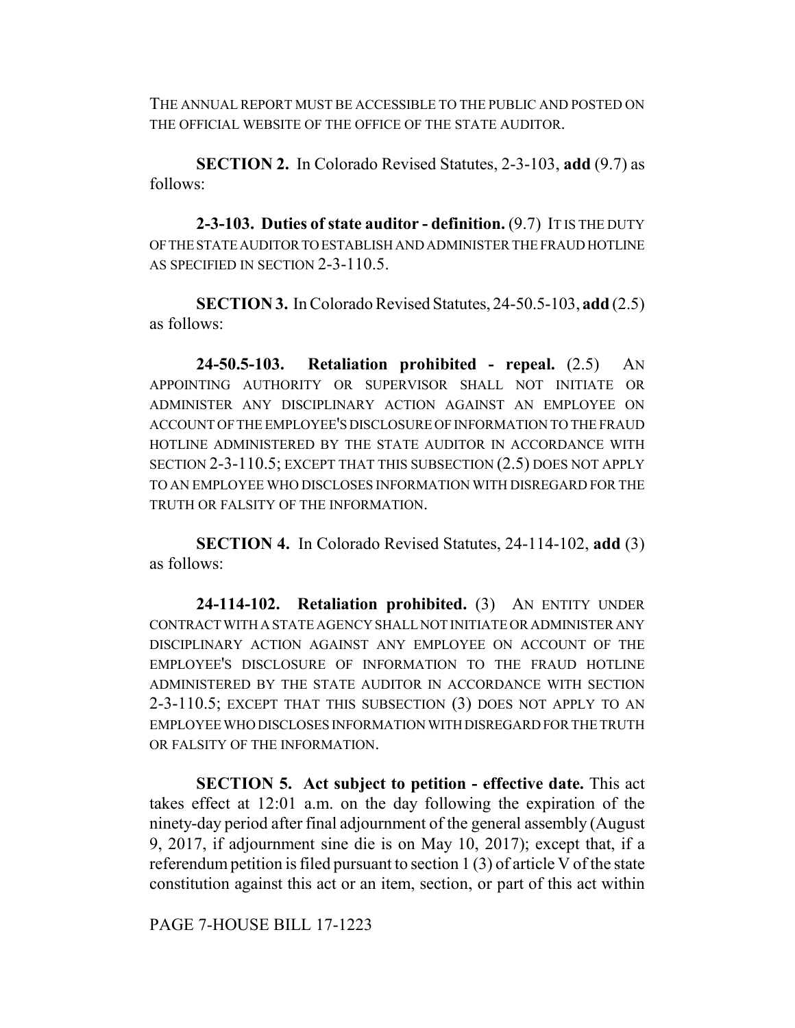THE ANNUAL REPORT MUST BE ACCESSIBLE TO THE PUBLIC AND POSTED ON THE OFFICIAL WEBSITE OF THE OFFICE OF THE STATE AUDITOR.

**SECTION 2.** In Colorado Revised Statutes, 2-3-103, **add** (9.7) as follows:

**2-3-103. Duties of state auditor - definition.** (9.7) IT IS THE DUTY OF THE STATE AUDITOR TO ESTABLISH AND ADMINISTER THE FRAUD HOTLINE AS SPECIFIED IN SECTION 2-3-110.5.

**SECTION 3.** In Colorado Revised Statutes, 24-50.5-103, **add** (2.5) as follows:

**24-50.5-103. Retaliation prohibited - repeal.** (2.5) AN APPOINTING AUTHORITY OR SUPERVISOR SHALL NOT INITIATE OR ADMINISTER ANY DISCIPLINARY ACTION AGAINST AN EMPLOYEE ON ACCOUNT OF THE EMPLOYEE'S DISCLOSURE OF INFORMATION TO THE FRAUD HOTLINE ADMINISTERED BY THE STATE AUDITOR IN ACCORDANCE WITH SECTION 2-3-110.5; EXCEPT THAT THIS SUBSECTION (2.5) DOES NOT APPLY TO AN EMPLOYEE WHO DISCLOSES INFORMATION WITH DISREGARD FOR THE TRUTH OR FALSITY OF THE INFORMATION.

**SECTION 4.** In Colorado Revised Statutes, 24-114-102, **add** (3) as follows:

**24-114-102. Retaliation prohibited.** (3) AN ENTITY UNDER CONTRACT WITH A STATE AGENCY SHALL NOT INITIATE OR ADMINISTER ANY DISCIPLINARY ACTION AGAINST ANY EMPLOYEE ON ACCOUNT OF THE EMPLOYEE'S DISCLOSURE OF INFORMATION TO THE FRAUD HOTLINE ADMINISTERED BY THE STATE AUDITOR IN ACCORDANCE WITH SECTION 2-3-110.5; EXCEPT THAT THIS SUBSECTION (3) DOES NOT APPLY TO AN EMPLOYEE WHO DISCLOSES INFORMATION WITH DISREGARD FOR THE TRUTH OR FALSITY OF THE INFORMATION.

**SECTION 5. Act subject to petition - effective date.** This act takes effect at 12:01 a.m. on the day following the expiration of the ninety-day period after final adjournment of the general assembly (August 9, 2017, if adjournment sine die is on May 10, 2017); except that, if a referendum petition is filed pursuant to section 1 (3) of article V of the state constitution against this act or an item, section, or part of this act within

PAGE 7-HOUSE BILL 17-1223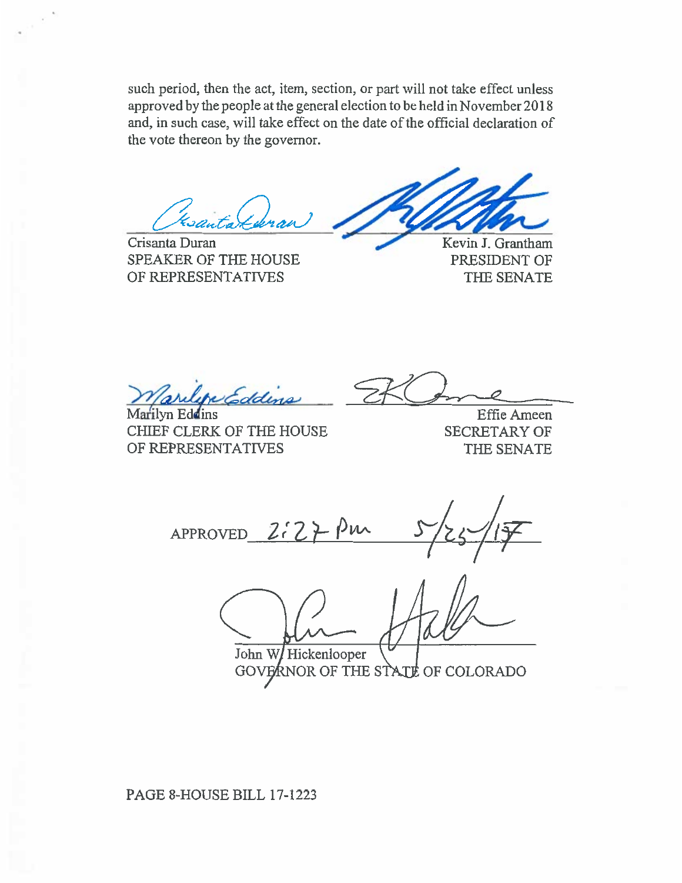such period, then the act, item, section, or part will not take effect unless approved by the people at the general election to be held in November 2018 and, in such case, will take effect on the date of the official declaration of the vote thereon by the governor.

Crisanta Duran
SPEAKER OF THE HOUSE
OF REPRESENTATIVES

Kevin J. Grantham
PRESIDENT OF
THE SENATE

Marilyn Eddins
CHIEF CLERK OF THE HOUSE
OF REPRESENTATIVES

Effie Ameen
SECRETARY OF
THE SENATE

APPROVED 2:27 Pm 5/25/17

John W. Hickenlooper
GOVERNOR OF THE STATE OF COLORADO

PAGE 8-HOUSE BILL 17-1223